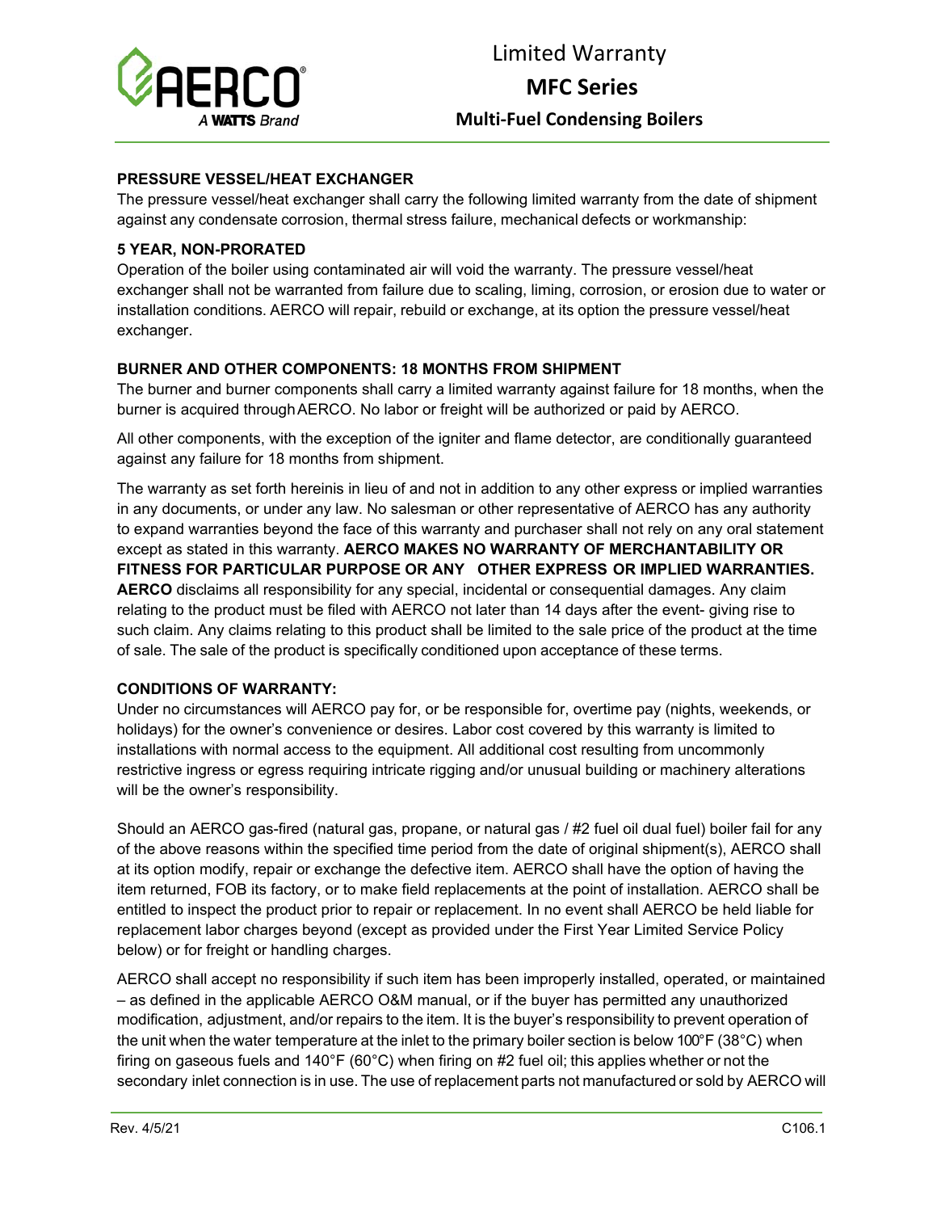# Limited Warranty

## MFC Series

### Multi-Fuel Condensing Boilers

**PRESSURE VESSEL/HEAT EXCHANGER**

The pressure vessel/heat exchanger shall carry the following limited warranty from the date of shipment against any condensate corrosion, thermal stress failure, mechanical defects or workmanship:

**5 YEAR, NON-PRORATED**

Operation of the boiler using contaminated air will void the warranty. The pressure vessel/heat exchanger shall not be warranted from failure due to scaling, liming, corrosion, or erosion due to water or installation conditions. AERCO will repair, rebuild or exchange, at its option the pressure vessel/heat exchanger.

**BURNER AND OTHER COMPONENTS: 18 MONTHS FROM SHIPMENT**

The burner and burner components shall carry a limited warranty against failure for 18 months, when the burner is acquired through AERCO. No labor or freight will be authorized or paid by AERCO.

All other components, with the exception of the igniter and flame detector, are conditionally guaranteed against any failure for 18 months from shipment.

The warranty as set forth hereinis in lieu of and not in addition to any other express or implied warranties in any documents, or under any law. No salesman or other representative of AERCO has any authority to expand warranties beyond the face of this warranty and purchaser shall not rely on any oral statement except as stated in this warranty. **AERCO MAKES NO WARRANTY OF MERCHANTABILITY OR FITNESS FOR PARTICULAR PURPOSE OR ANY OTHER EXPRESS OR IMPLIED WARRANTIES. AERCO** disclaims all responsibility for any special, incidental or consequential damages. Any claim relating to the product must be filed with AERCO not later than 14 days after the event- giving rise to such claim. Any claims relating to this product shall be limited to the sale price of the product at the time of sale. The sale of the product is specifically conditioned upon acceptance of these terms.

**CONDITIONS OF WARRANTY:**

Under no circumstances will AERCO pay for, or be responsible for, overtime pay (nights, weekends, or holidays) for the owner's convenience or desires. Labor cost covered by this warranty is limited to installations with normal access to the equipment. All additional cost resulting from uncommonly restrictive ingress or egress requiring intricate rigging and/or unusual building or machinery alterations will be the owner's responsibility.

Should an AERCO gas-fired (natural gas, propane, or natural gas / #2 fuel oil dual fuel) boiler fail for any of the above reasons within the specified time period from the date of original shipment(s), AERCO shall at its option modify, repair or exchange the defective item. AERCO shall have the option of having the item returned, FOB its factory, or to make field replacements at the point of installation. AERCO shall be entitled to inspect the product prior to repair or replacement. In no event shall AERCO be held liable for replacement labor charges beyond (except as provided under the First Year Limited Service Policy below) or for freight or handling charges.

AERCO shall accept no responsibility if such item has been improperly installed, operated, or maintained – as defined in the applicable AERCO O&M manual, or if the buyer has permitted any unauthorized modification, adjustment, and/or repairs to the item. It is the buyer's responsibility to prevent operation of the unit when the water temperature at the inlet to the primary boiler section is below 100°F (38°C) when firing on gaseous fuels and 140°F (60°C) when firing on #2 fuel oil; this applies whether or not the secondary inlet connection is in use. The use of replacement parts not manufactured or sold by AERCO will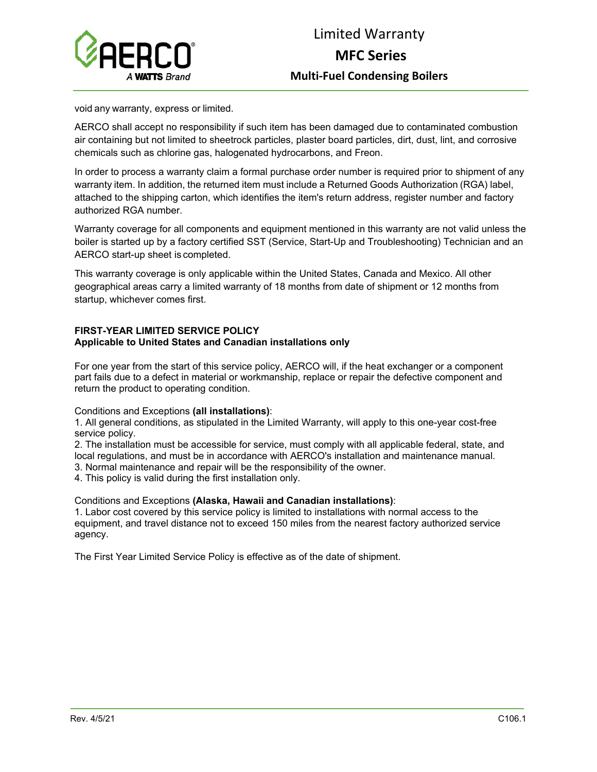void any warranty, express or limited.

AERCO shall accept no responsibility if such item has been damaged due to contaminated combustion air containing but not limited to sheetrock particles, plaster board particles, dirt, dust, lint, and corrosive chemicals such as chlorine gas, halogenated hydrocarbons, and Freon.

In order to process a warranty claim a formal purchase order number is required prior to shipment of any warranty item. In addition, the returned item must include a Returned Goods Authorization (RGA) label, attached to the shipping carton, which identifies the item's return address, register number and factory authorized RGA number.

Warranty coverage for all components and equipment mentioned in this warranty are not valid unless the boiler is started up by a factory certified SST (Service, Start-Up and Troubleshooting) Technician and an AERCO start-up sheet is completed.

This warranty coverage is only applicable within the United States, Canada and Mexico. All other geographical areas carry a limited warranty of 18 months from date of shipment or 12 months from startup, whichever comes first.

**FIRST-YEAR LIMITED SERVICE POLICY**
**Applicable to United States and Canadian installations only**

For one year from the start of this service policy, AERCO will, if the heat exchanger or a component part fails due to a defect in material or workmanship, replace or repair the defective component and return the product to operating condition.

Conditions and Exceptions **(all installations)**:

1. All general conditions, as stipulated in the Limited Warranty, will apply to this one-year cost-free service policy.
2. The installation must be accessible for service, must comply with all applicable federal, state, and local regulations, and must be in accordance with AERCO's installation and maintenance manual.
3. Normal maintenance and repair will be the responsibility of the owner.
4. This policy is valid during the first installation only.

Conditions and Exceptions **(Alaska, Hawaii and Canadian installations)**:

1. Labor cost covered by this service policy is limited to installations with normal access to the equipment, and travel distance not to exceed 150 miles from the nearest factory authorized service agency.

The First Year Limited Service Policy is effective as of the date of shipment.

Rev. 4/5/21 C106.1